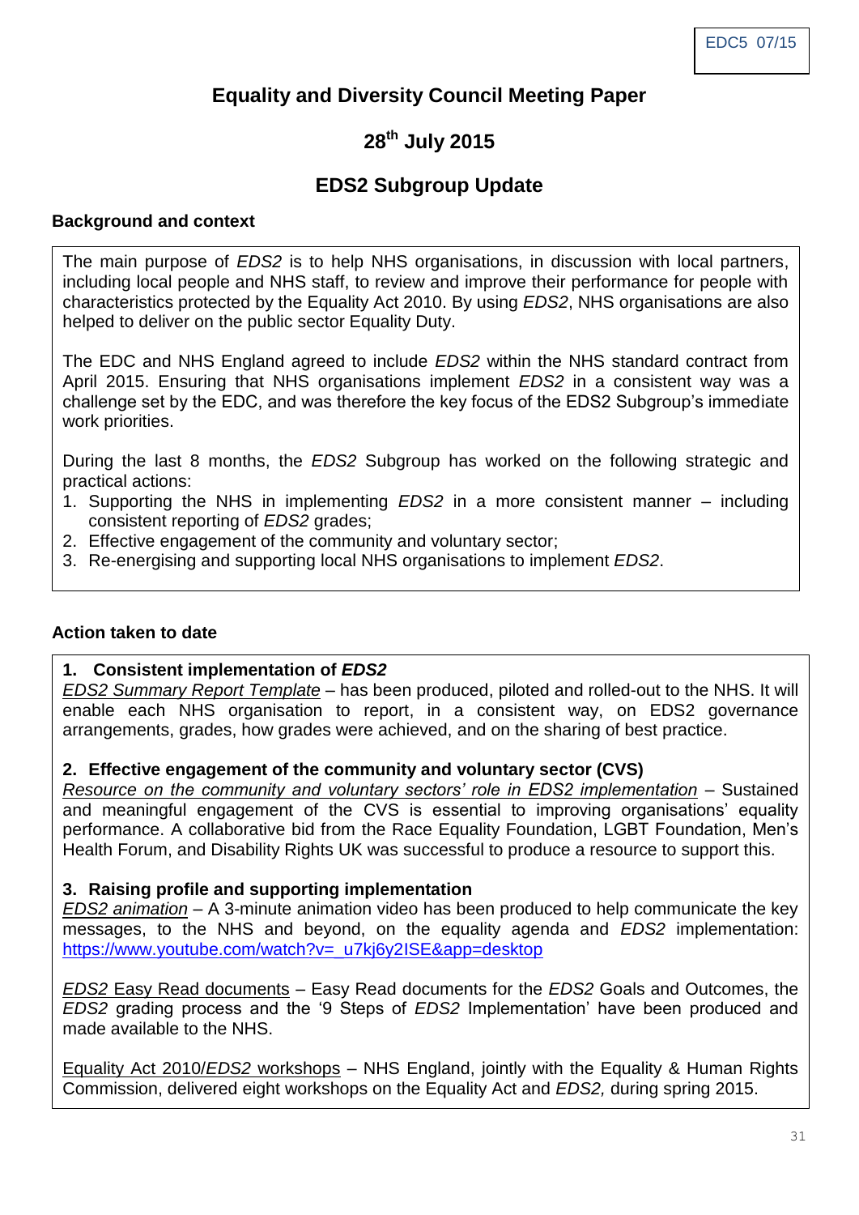EDC5 07/15

# Equality and Diversity Council Meeting Paper

## 28th July 2015

## EDS2 Subgroup Update

**Background and context**

The main purpose of *EDS2* is to help NHS organisations, in discussion with local partners, including local people and NHS staff, to review and improve their performance for people with characteristics protected by the Equality Act 2010. By using *EDS2*, NHS organisations are also helped to deliver on the public sector Equality Duty.

The EDC and NHS England agreed to include *EDS2* within the NHS standard contract from April 2015. Ensuring that NHS organisations implement *EDS2* in a consistent way was a challenge set by the EDC, and was therefore the key focus of the EDS2 Subgroup's immediate work priorities.

During the last 8 months, the *EDS2* Subgroup has worked on the following strategic and practical actions:

1. Supporting the NHS in implementing *EDS2* in a more consistent manner – including consistent reporting of *EDS2* grades;
2. Effective engagement of the community and voluntary sector;
3. Re-energising and supporting local NHS organisations to implement *EDS2*.

**Action taken to date**

**1. Consistent implementation of *EDS2***

*EDS2 Summary Report Template* – has been produced, piloted and rolled-out to the NHS. It will enable each NHS organisation to report, in a consistent way, on EDS2 governance arrangements, grades, how grades were achieved, and on the sharing of best practice.

**2. Effective engagement of the community and voluntary sector (CVS)**

*Resource on the community and voluntary sectors' role in EDS2 implementation* – Sustained and meaningful engagement of the CVS is essential to improving organisations' equality performance. A collaborative bid from the Race Equality Foundation, LGBT Foundation, Men's Health Forum, and Disability Rights UK was successful to produce a resource to support this.

**3. Raising profile and supporting implementation**

*EDS2 animation* – A 3-minute animation video has been produced to help communicate the key messages, to the NHS and beyond, on the equality agenda and *EDS2* implementation: https://www.youtube.com/watch?v=_u7kj6y2ISE&app=desktop

*EDS2* Easy Read documents – Easy Read documents for the *EDS2* Goals and Outcomes, the *EDS2* grading process and the '9 Steps of *EDS2* Implementation' have been produced and made available to the NHS.

Equality Act 2010/*EDS2* workshops – NHS England, jointly with the Equality & Human Rights Commission, delivered eight workshops on the Equality Act and *EDS2,* during spring 2015.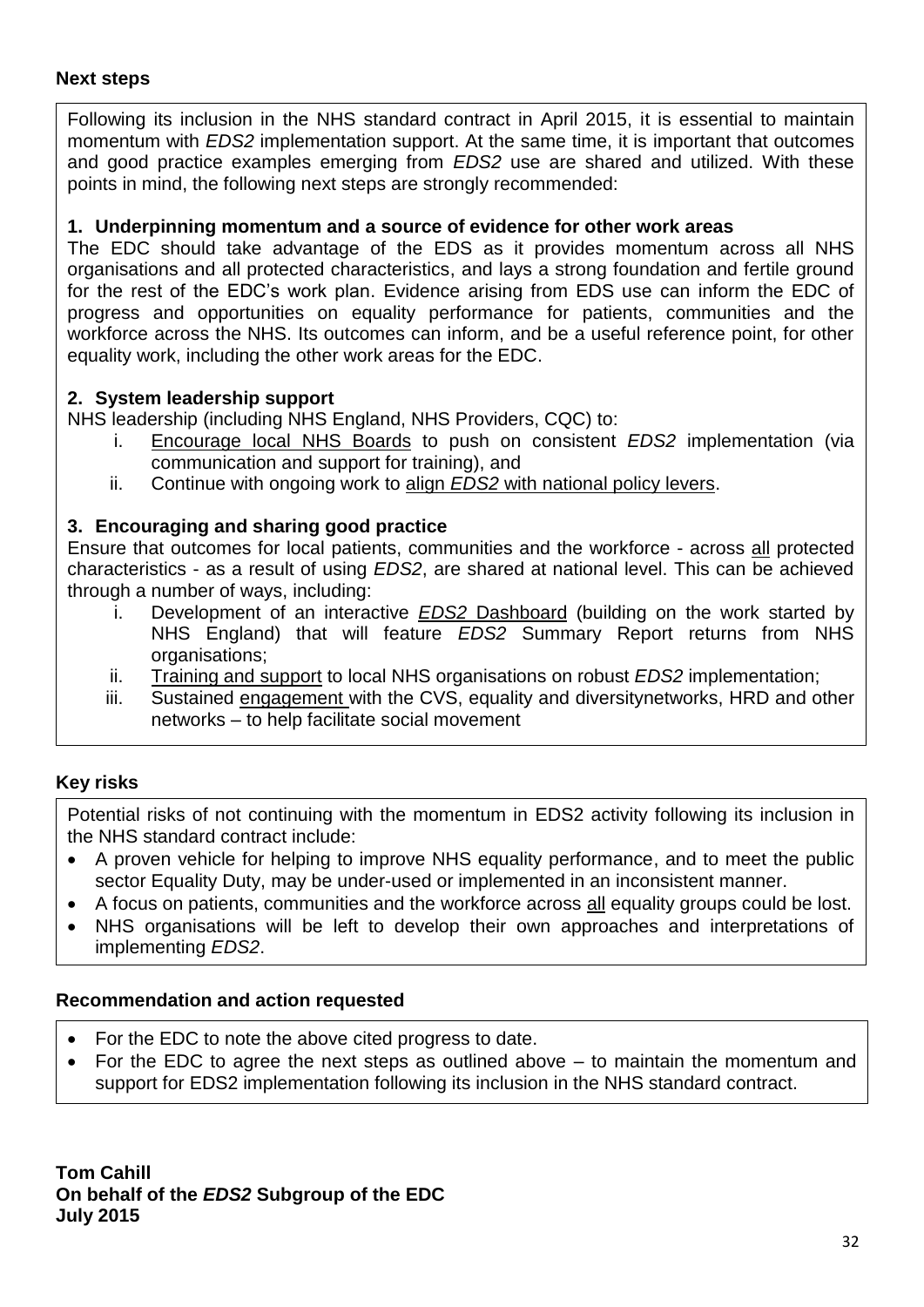**Next steps**

Following its inclusion in the NHS standard contract in April 2015, it is essential to maintain momentum with *EDS2* implementation support. At the same time, it is important that outcomes and good practice examples emerging from *EDS2* use are shared and utilized. With these points in mind, the following next steps are strongly recommended:

**1. Underpinning momentum and a source of evidence for other work areas**

The EDC should take advantage of the EDS as it provides momentum across all NHS organisations and all protected characteristics, and lays a strong foundation and fertile ground for the rest of the EDC's work plan. Evidence arising from EDS use can inform the EDC of progress and opportunities on equality performance for patients, communities and the workforce across the NHS. Its outcomes can inform, and be a useful reference point, for other equality work, including the other work areas for the EDC.

**2. System leadership support**

NHS leadership (including NHS England, NHS Providers, CQC) to:

- i. Encourage local NHS Boards to push on consistent *EDS2* implementation (via communication and support for training), and
- ii. Continue with ongoing work to align *EDS2* with national policy levers.

**3. Encouraging and sharing good practice**

Ensure that outcomes for local patients, communities and the workforce - across all protected characteristics - as a result of using *EDS2*, are shared at national level. This can be achieved through a number of ways, including:

- i. Development of an interactive *EDS2* Dashboard (building on the work started by NHS England) that will feature *EDS2* Summary Report returns from NHS organisations;
- ii. Training and support to local NHS organisations on robust *EDS2* implementation;
- iii. Sustained engagement with the CVS, equality and diversitynetworks, HRD and other networks – to help facilitate social movement

**Key risks**

Potential risks of not continuing with the momentum in EDS2 activity following its inclusion in the NHS standard contract include:

- A proven vehicle for helping to improve NHS equality performance, and to meet the public sector Equality Duty, may be under-used or implemented in an inconsistent manner.
- A focus on patients, communities and the workforce across all equality groups could be lost.
- NHS organisations will be left to develop their own approaches and interpretations of implementing *EDS2*.

**Recommendation and action requested**

- For the EDC to note the above cited progress to date.
- For the EDC to agree the next steps as outlined above – to maintain the momentum and support for EDS2 implementation following its inclusion in the NHS standard contract.

**Tom Cahill**
**On behalf of the *EDS2* Subgroup of the EDC**
**July 2015**